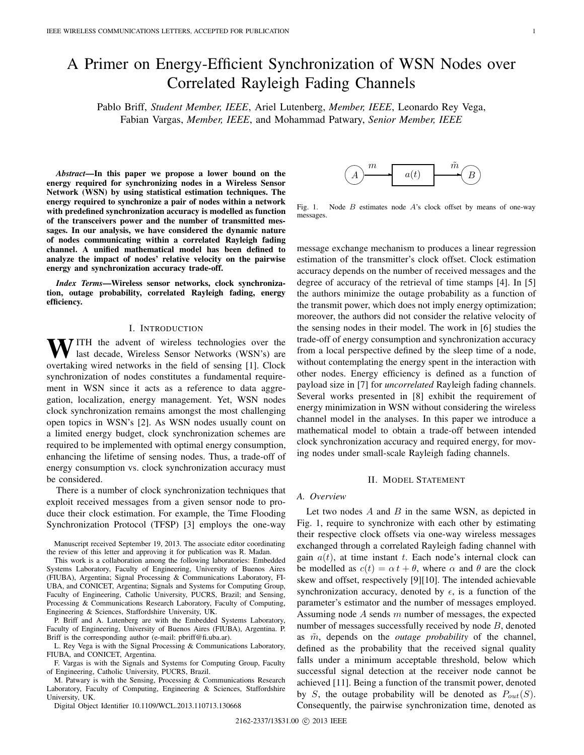# A Primer on Energy-Efficient Synchronization of WSN Nodes over Correlated Rayleigh Fading Channels

Pablo Briff, *Student Member, IEEE*, Ariel Lutenberg, *Member, IEEE*, Leonardo Rey Vega, Fabian Vargas, *Member, IEEE*, and Mohammad Patwary, *Senior Member, IEEE*

***Abstract*—In this paper we propose a lower bound on the energy required for synchronizing nodes in a Wireless Sensor Network (WSN) by using statistical estimation techniques. The energy required to synchronize a pair of nodes within a network with predefined synchronization accuracy is modelled as function of the transceivers power and the number of transmitted messages. In our analysis, we have considered the dynamic nature of nodes communicating within a correlated Rayleigh fading channel. A unified mathematical model has been defined to analyze the impact of nodes' relative velocity on the pairwise energy and synchronization accuracy trade-off.**

***Index Terms*—Wireless sensor networks, clock synchronization, outage probability, correlated Rayleigh fading, energy efficiency.**

## I. Introduction

With the advent of wireless technologies over the last decade, Wireless Sensor Networks (WSN's) are overtaking wired networks in the field of sensing [1]. Clock synchronization of nodes constitutes a fundamental requirement in WSN since it acts as a reference to data aggregation, localization, energy management. Yet, WSN nodes clock synchronization remains amongst the most challenging open topics in WSN's [2]. As WSN nodes usually count on a limited energy budget, clock synchronization schemes are required to be implemented with optimal energy consumption, enhancing the lifetime of sensing nodes. Thus, a trade-off of energy consumption vs. clock synchronization accuracy must be considered.

There is a number of clock synchronization techniques that exploit received messages from a given sensor node to produce their clock estimation. For example, the Time Flooding Synchronization Protocol (TFSP) [3] employs the one-way message exchange mechanism to produces a linear regression estimation of the transmitter's clock offset. Clock estimation accuracy depends on the number of received messages and the degree of accuracy of the retrieval of time stamps [4]. In [5] the authors minimize the outage probability as a function of the transmit power, which does not imply energy optimization; moreover, the authors did not consider the relative velocity of the sensing nodes in their model. The work in [6] studies the trade-off of energy consumption and synchronization accuracy from a local perspective defined by the sleep time of a node, without contemplating the energy spent in the interaction with other nodes. Energy efficiency is defined as a function of payload size in [7] for *uncorrelated* Rayleigh fading channels. Several works presented in [8] exhibit the requirement of energy minimization in WSN without considering the wireless channel model in the analyses. In this paper we introduce a mathematical model to obtain a trade-off between intended clock synchronization accuracy and required energy, for moving nodes under small-scale Rayleigh fading channels.

Manuscript received September 19, 2013. The associate editor coordinating the review of this letter and approving it for publication was R. Madan.

This work is a collaboration among the following laboratories: Embedded Systems Laboratory, Faculty of Engineering, University of Buenos Aires (FIUBA), Argentina; Signal Processing & Communications Laboratory, FIUBA, and CONICET, Argentina; Signals and Systems for Computing Group, Faculty of Engineering, Catholic University, PUCRS, Brazil; and Sensing, Processing & Communications Research Laboratory, Faculty of Computing, Engineering & Sciences, Staffordshire University, UK.

P. Briff and A. Lutenberg are with the Embedded Systems Laboratory, Faculty of Engineering, University of Buenos Aires (FIUBA), Argentina. P. Briff is the corresponding author (e-mail: pbriff@fi.uba.ar).

L. Rey Vega is with the Signal Processing & Communications Laboratory, FIUBA, and CONICET, Argentina.

F. Vargas is with the Signals and Systems for Computing Group, Faculty of Engineering, Catholic University, PUCRS, Brazil.

M. Patwary is with the Sensing, Processing & Communications Research Laboratory, Faculty of Computing, Engineering & Sciences, Staffordshire University, UK.

Digital Object Identifier 10.1109/WCL.2013.110713.130668

$$A \xrightarrow{m} \boxed{a(t)} \xrightarrow{\tilde{m}} B$$

Fig. 1. Node $B$ estimates node $A$'s clock offset by means of one-way messages.

## II. Model Statement

### A. Overview

Let two nodes $A$ and $B$ in the same WSN, as depicted in Fig. 1, require to synchronize with each other by estimating their respective clock offsets via one-way wireless messages exchanged through a correlated Rayleigh fading channel with gain $a(t)$, at time instant $t$. Each node's internal clock can be modelled as $c(t) = \alpha\, t + \theta$, where $\alpha$ and $\theta$ are the clock skew and offset, respectively [9][10]. The intended achievable synchronization accuracy, denoted by $\epsilon$, is a function of the parameter's estimator and the number of messages employed. Assuming node $A$ sends $m$ number of messages, the expected number of messages successfully received by node $B$, denoted as $\tilde{m}$, depends on the *outage probability* of the channel, defined as the probability that the received signal quality falls under a minimum acceptable threshold, below which successful signal detection at the receiver node cannot be achieved [11]. Being a function of the transmit power, denoted by $S$, the outage probability will be denoted as $P_{out}(S)$. Consequently, the pairwise synchronization time, denoted as

2162-2337/13$31.00 © 2013 IEEE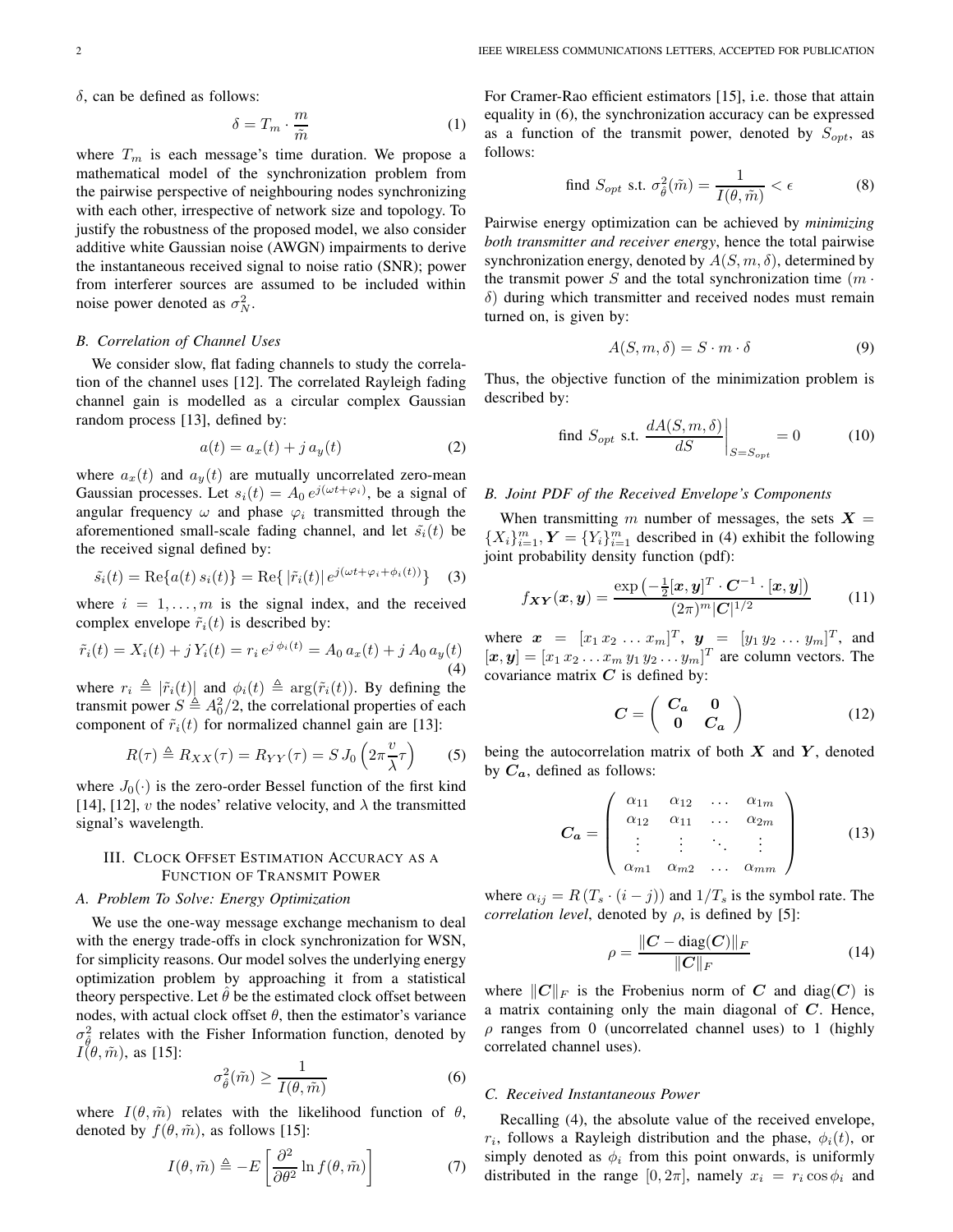$\delta$, can be defined as follows:

$$\delta = T_m \cdot \frac{m}{\tilde{m}} \tag{1}$$

where $T_m$ is each message's time duration. We propose a mathematical model of the synchronization problem from the pairwise perspective of neighbouring nodes synchronizing with each other, irrespective of network size and topology. To justify the robustness of the proposed model, we also consider additive white Gaussian noise (AWGN) impairments to derive the instantaneous received signal to noise ratio (SNR); power from interferer sources are assumed to be included within noise power denoted as $\sigma_N^2$.

### B. Correlation of Channel Uses

We consider slow, flat fading channels to study the correlation of the channel uses [12]. The correlated Rayleigh fading channel gain is modelled as a circular complex Gaussian random process [13], defined by:

$$a(t) = a_x(t) + j\, a_y(t) \tag{2}$$

where $a_x(t)$ and $a_y(t)$ are mutually uncorrelated zero-mean Gaussian processes. Let $s_i(t) = A_0\, e^{j(\omega t + \varphi_i)}$, be a signal of angular frequency $\omega$ and phase $\varphi_i$ transmitted through the aforementioned small-scale fading channel, and let $\tilde{s}_i(t)$ be the received signal defined by:

$$\tilde{s}_i(t) = \mathrm{Re}\{a(t)\, s_i(t)\} = \mathrm{Re}\{\, |\tilde{r}_i(t)|\, e^{j(\omega t + \varphi_i + \phi_i(t))}\} \tag{3}$$

where $i = 1, \ldots, m$ is the signal index, and the received complex envelope $\tilde{r}_i(t)$ is described by:

$$\tilde{r}_i(t) = X_i(t) + j\, Y_i(t) = r_i\, e^{j\,\phi_i(t)} = A_0\, a_x(t) + j\, A_0\, a_y(t) \tag{4}$$

where $r_i \triangleq |\tilde{r}_i(t)|$ and $\phi_i(t) \triangleq \arg(\tilde{r}_i(t))$. By defining the transmit power $S \triangleq A_0^2/2$, the correlational properties of each component of $\tilde{r}_i(t)$ for normalized channel gain are [13]:

$$R(\tau) \triangleq R_{XX}(\tau) = R_{YY}(\tau) = S\, J_0\left(2\pi \frac{v}{\lambda}\tau\right) \tag{5}$$

where $J_0(\cdot)$ is the zero-order Bessel function of the first kind [14], [12], $v$ the nodes' relative velocity, and $\lambda$ the transmitted signal's wavelength.

## III. Clock Offset Estimation Accuracy as a Function of Transmit Power

### A. Problem To Solve: Energy Optimization

We use the one-way message exchange mechanism to deal with the energy trade-offs in clock synchronization for WSN, for simplicity reasons. Our model solves the underlying energy optimization problem by approaching it from a statistical theory perspective. Let $\hat{\theta}$ be the estimated clock offset between nodes, with actual clock offset $\theta$, then the estimator's variance $\sigma_{\hat{\theta}}^2$ relates with the Fisher Information function, denoted by $I(\theta, \tilde{m})$, as [15]:

$$\sigma_{\hat{\theta}}^2(\tilde{m}) \geq \frac{1}{I(\theta, \tilde{m})} \tag{6}$$

where $I(\theta, \tilde{m})$ relates with the likelihood function of $\theta$, denoted by $f(\theta, \tilde{m})$, as follows [15]:

$$I(\theta, \tilde{m}) \triangleq -E\left[\frac{\partial^2}{\partial \theta^2} \ln f(\theta, \tilde{m})\right] \tag{7}$$

For Cramer-Rao efficient estimators [15], i.e. those that attain equality in (6), the synchronization accuracy can be expressed as a function of the transmit power, denoted by $S_{opt}$, as follows:

$$\text{find } S_{opt} \text{ s.t. } \sigma_{\hat{\theta}}^2(\tilde{m}) = \frac{1}{I(\theta, \tilde{m})} < \epsilon \tag{8}$$

Pairwise energy optimization can be achieved by *minimizing both transmitter and receiver energy*, hence the total pairwise synchronization energy, denoted by $A(S, m, \delta)$, determined by the transmit power $S$ and the total synchronization time $(m \cdot \delta)$ during which transmitter and received nodes must remain turned on, is given by:

$$A(S, m, \delta) = S \cdot m \cdot \delta \tag{9}$$

Thus, the objective function of the minimization problem is described by:

$$\text{find } S_{opt} \text{ s.t. } \left.\frac{dA(S, m, \delta)}{dS}\right|_{S = S_{opt}} = 0 \tag{10}$$

### B. Joint PDF of the Received Envelope's Components

When transmitting $m$ number of messages, the sets $\boldsymbol{X} = \{X_i\}_{i=1}^m, \boldsymbol{Y} = \{Y_i\}_{i=1}^m$ described in (4) exhibit the following joint probability density function (pdf):

$$f_{\boldsymbol{XY}}(\boldsymbol{x}, \boldsymbol{y}) = \frac{\exp\left(-\frac{1}{2}[\boldsymbol{x}, \boldsymbol{y}]^T \cdot \boldsymbol{C}^{-1} \cdot [\boldsymbol{x}, \boldsymbol{y}]\right)}{(2\pi)^m |\boldsymbol{C}|^{1/2}} \tag{11}$$

where $\boldsymbol{x} = [x_1\, x_2\, \ldots\, x_m]^T$, $\boldsymbol{y} = [y_1\, y_2\, \ldots\, y_m]^T$, and $[\boldsymbol{x}, \boldsymbol{y}] = [x_1\, x_2 \ldots x_m\, y_1\, y_2 \ldots y_m]^T$ are column vectors. The covariance matrix $\boldsymbol{C}$ is defined by:

$$\boldsymbol{C} = \begin{pmatrix} \boldsymbol{C_a} & \boldsymbol{0} \\ \boldsymbol{0} & \boldsymbol{C_a} \end{pmatrix} \tag{12}$$

being the autocorrelation matrix of both $\boldsymbol{X}$ and $\boldsymbol{Y}$, denoted by $\boldsymbol{C_a}$, defined as follows:

$$\boldsymbol{C_a} = \begin{pmatrix} \alpha_{11} & \alpha_{12} & \ldots & \alpha_{1m} \\ \alpha_{12} & \alpha_{11} & \ldots & \alpha_{2m} \\ \vdots & \vdots & \ddots & \vdots \\ \alpha_{m1} & \alpha_{m2} & \ldots & \alpha_{mm} \end{pmatrix} \tag{13}$$

where $\alpha_{ij} = R\left(T_s \cdot (i - j)\right)$ and $1/T_s$ is the symbol rate. The *correlation level*, denoted by $\rho$, is defined by [5]:

$$\rho = \frac{\|\boldsymbol{C} - \mathrm{diag}(\boldsymbol{C})\|_F}{\|\boldsymbol{C}\|_F} \tag{14}$$

where $\|\boldsymbol{C}\|_F$ is the Frobenius norm of $\boldsymbol{C}$ and $\mathrm{diag}(\boldsymbol{C})$ is a matrix containing only the main diagonal of $\boldsymbol{C}$. Hence, $\rho$ ranges from 0 (uncorrelated channel uses) to 1 (highly correlated channel uses).

### C. Received Instantaneous Power

Recalling (4), the absolute value of the received envelope, $r_i$, follows a Rayleigh distribution and the phase, $\phi_i(t)$, or simply denoted as $\phi_i$ from this point onwards, is uniformly distributed in the range $[0, 2\pi]$, namely $x_i = r_i \cos\phi_i$ and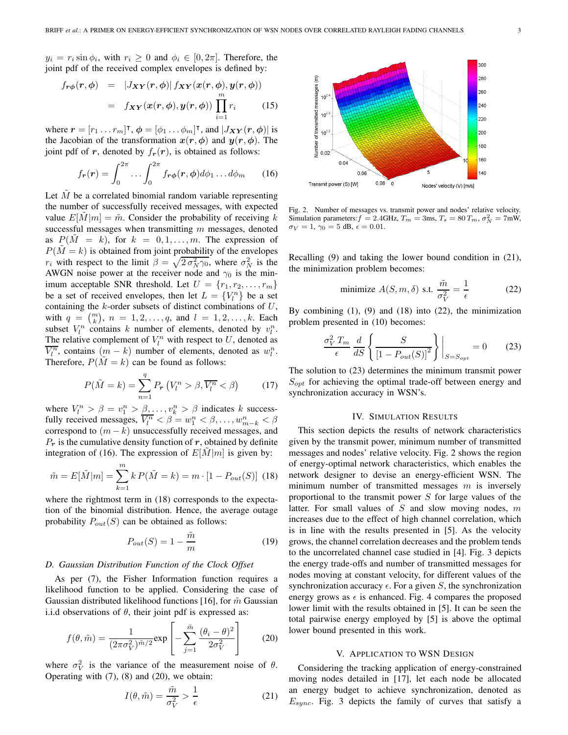$y_i = r_i \sin\phi_i$, with $r_i \geq 0$ and $\phi_i \in [0, 2\pi]$. Therefore, the joint pdf of the received complex envelopes is defined by:

$$
\begin{aligned}
f_{\boldsymbol{r}\boldsymbol{\phi}}(\boldsymbol{r},\boldsymbol{\phi}) &= |J_{\boldsymbol{XY}}(\boldsymbol{r},\boldsymbol{\phi})|\, f_{\boldsymbol{XY}}(\boldsymbol{x}(\boldsymbol{r},\boldsymbol{\phi}),\boldsymbol{y}(\boldsymbol{r},\boldsymbol{\phi})) \\
&= f_{\boldsymbol{XY}}(\boldsymbol{x}(\boldsymbol{r},\boldsymbol{\phi}),\boldsymbol{y}(\boldsymbol{r},\boldsymbol{\phi})) \prod_{i=1}^{m} r_i \qquad (15)
\end{aligned}
$$

where $\boldsymbol{r} = [r_1 \ldots r_m]^{\intercal}$, $\boldsymbol{\phi} = [\phi_1 \ldots \phi_m]^{\intercal}$, and $|J_{\boldsymbol{XY}}(\boldsymbol{r},\boldsymbol{\phi})|$ is the Jacobian of the transformation $\boldsymbol{x}(\boldsymbol{r},\boldsymbol{\phi})$ and $\boldsymbol{y}(\boldsymbol{r},\boldsymbol{\phi})$. The joint pdf of $\boldsymbol{r}$, denoted by $f_{\boldsymbol{r}}(\boldsymbol{r})$, is obtained as follows:

$$
f_{\boldsymbol{r}}(\boldsymbol{r}) = \int_0^{2\pi} \ldots \int_0^{2\pi} f_{\boldsymbol{r}\boldsymbol{\phi}}(\boldsymbol{r},\boldsymbol{\phi}) d\phi_1 \ldots d\phi_m \qquad (16)
$$

Let $\tilde{M}$ be a correlated binomial random variable representing the number of successfully received messages, with expected value $E[\tilde{M}|m] = \tilde{m}$. Consider the probability of receiving $k$ successful messages when transmitting $m$ messages, denoted as $P(\tilde{M} = k)$, for $k = 0, 1, \ldots, m$. The expression of $P(\tilde{M} = k)$ is obtained from joint probability of the envelopes $r_i$ with respect to the limit $\beta = \sqrt{2\,\sigma_N^2 \gamma_0}$, where $\sigma_N^2$ is the AWGN noise power at the receiver node and $\gamma_0$ is the minimum acceptable SNR threshold. Let $U = \{r_1, r_2, \ldots, r_m\}$ be a set of received envelopes, then let $L = \{V_l^n\}$ be a set containing the $k$-order subsets of distinct combinations of $U$, with $q = \binom{m}{k}$, $n = 1, 2, \ldots, q$, and $l = 1, 2, \ldots, k$. Each subset $V_l^n$ contains $k$ number of elements, denoted by $v_l^n$. The relative complement of $V_l^n$ with respect to $U$, denoted as $\overline{V_l^n}$, contains $(m-k)$ number of elements, denoted as $w_l^n$. Therefore, $P(\tilde{M} = k)$ can be found as follows:

$$
P(\tilde{M} = k) = \sum_{n=1}^{q} P_{\boldsymbol{r}}\left(V_l^n > \beta, \overline{V_l^n} < \beta\right) \qquad (17)
$$

where $V_l^n > \beta = v_1^n > \beta, \ldots, v_k^n > \beta$ indicates $k$ successfully received messages, $\overline{V_l^n} < \beta = w_1^n < \beta, \ldots, w_{m-k}^n < \beta$ correspond to $(m-k)$ unsuccessfully received messages, and $P_{\boldsymbol{r}}$ is the cumulative density function of $\boldsymbol{r}$, obtained by definite integration of (16). The expression of $E[\tilde{M}|m]$ is given by:

$$
\tilde{m} = E[\tilde{M}|m] = \sum_{k=1}^{m} k\, P(\tilde{M} = k) = m \cdot [1 - P_{out}(S)] \qquad (18)
$$

where the rightmost term in (18) corresponds to the expectation of the binomial distribution. Hence, the average outage probability $P_{out}(S)$ can be obtained as follows:

$$
P_{out}(S) = 1 - \frac{\tilde{m}}{m} \qquad (19)
$$

### D. Gaussian Distribution Function of the Clock Offset

As per (7), the Fisher Information function requires a likelihood function to be applied. Considering the case of Gaussian distributed likelihood functions [16], for $\tilde{m}$ Gaussian i.i.d observations of $\theta$, their joint pdf is expressed as:

$$
f(\theta, \tilde{m}) = \frac{1}{(2\pi\sigma_V^2)^{\tilde{m}/2}} \exp\left[-\sum_{j=1}^{\tilde{m}} \frac{(\theta_i - \theta)^2}{2\sigma_V^2}\right] \qquad (20)
$$

where $\sigma_V^2$ is the variance of the measurement noise of $\theta$. Operating with (7), (8) and (20), we obtain:

$$
I(\theta, \tilde{m}) = \frac{\tilde{m}}{\sigma_V^2} > \frac{1}{\epsilon} \qquad (21)
$$

Fig. 2. Number of messages vs. transmit power and nodes' relative velocity. Simulation parameters: $f = 2.4$GHz, $T_m = 3$ms, $T_s = 80\,T_m$, $\sigma_N^2 = 7$mW, $\sigma_V = 1$, $\gamma_0 = 5$ dB, $\epsilon = 0.01$.

Recalling (9) and taking the lower bound condition in (21), the minimization problem becomes:

$$
\text{minimize } A(S, m, \delta) \text{ s.t. } \frac{\tilde{m}}{\sigma_V^2} = \frac{1}{\epsilon} \qquad (22)
$$

By combining (1), (9) and (18) into (22), the minimization problem presented in (10) becomes:

$$
\frac{\sigma_V^2\, T_m}{\epsilon} \frac{d}{dS}\left\{\frac{S}{[1 - P_{out}(S)]^2}\right\}\Bigg|_{S = S_{opt}} = 0 \qquad (23)
$$

The solution to (23) determines the minimum transmit power $S_{opt}$ for achieving the optimal trade-off between energy and synchronization accuracy in WSN's.

## IV. Simulation Results

This section depicts the results of network characteristics given by the transmit power, minimum number of transmitted messages and nodes' relative velocity. Fig. 2 shows the region of energy-optimal network characteristics, which enables the network designer to devise an energy-efficient WSN. The minimum number of transmitted messages $m$ is inversely proportional to the transmit power $S$ for large values of the latter. For small values of $S$ and slow moving nodes, $m$ increases due to the effect of high channel correlation, which is in line with the results presented in [5]. As the velocity grows, the channel correlation decreases and the problem tends to the uncorrelated channel case studied in [4]. Fig. 3 depicts the energy trade-offs and number of transmitted messages for nodes moving at constant velocity, for different values of the synchronization accuracy $\epsilon$. For a given $S$, the synchronization energy grows as $\epsilon$ is enhanced. Fig. 4 compares the proposed lower limit with the results obtained in [5]. It can be seen the total pairwise energy employed by [5] is above the optimal lower bound presented in this work.

## V. Application to WSN Design

Considering the tracking application of energy-constrained moving nodes detailed in [17], let each node be allocated an energy budget to achieve synchronization, denoted as $E_{sync}$. Fig. 3 depicts the family of curves that satisfy a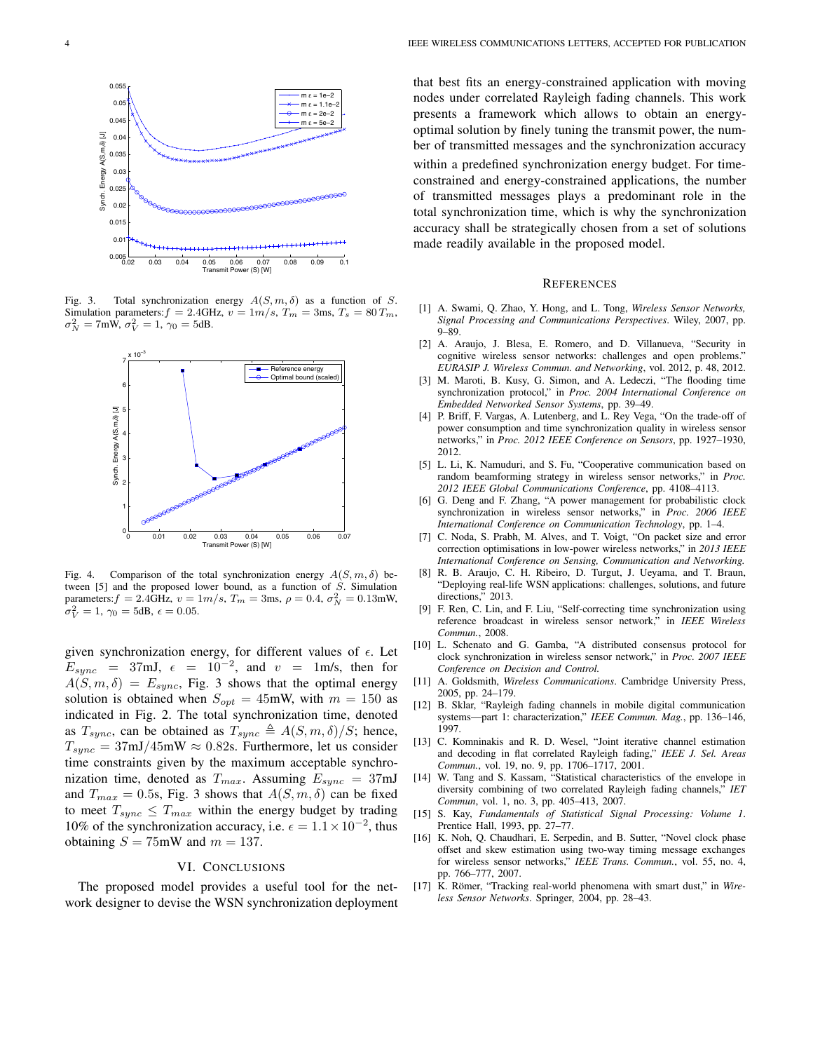0.055
0.05
0.045
0.04
0.035
0.03
0.025
0.02
0.015
0.01
0.005

Synch. Energy A(S,m,δ) [J]

0.02 0.03 0.04 0.05 0.06 0.07 0.08 0.09 0.1

Transmit Power (S) [W]

m ε = 1e−2
m ε = 1.1e−2
m ε = 2e−2
m ε = 5e−2

Fig. 3. Total synchronization energy $A(S, m, \delta)$ as a function of $S$. Simulation parameters: $f = 2.4$GHz, $v = 1m/s$, $T_m = 3$ms, $T_s = 80\,T_m$, $\sigma_N^2 = 7$mW, $\sigma_V^2 = 1$, $\gamma_0 = 5$dB.

x 10−3

7
6
5
4
3
2
1
0

Synch. Energy A(S,m,δ) [J]

0 0.01 0.02 0.03 0.04 0.05 0.06 0.07

Transmit Power (S) [W]

Reference energy
Optimal bound (scaled)

Fig. 4. Comparison of the total synchronization energy $A(S, m, \delta)$ between [5] and the proposed lower bound, as a function of $S$. Simulation parameters: $f = 2.4$GHz, $v = 1m/s$, $T_m = 3$ms, $\rho = 0.4$, $\sigma_N^2 = 0.13$mW, $\sigma_V^2 = 1$, $\gamma_0 = 5$dB, $\epsilon = 0.05$.

given synchronization energy, for different values of $\epsilon$. Let $E_{sync} = 37$mJ, $\epsilon = 10^{-2}$, and $v = 1$m/s, then for $A(S, m, \delta) = E_{sync}$, Fig. 3 shows that the optimal energy solution is obtained when $S_{opt} = 45$mW, with $m = 150$ as indicated in Fig. 2. The total synchronization time, denoted as $T_{sync}$, can be obtained as $T_{sync} \triangleq A(S, m, \delta)/S$; hence, $T_{sync} = 37\text{mJ}/45\text{mW} \approx 0.82$s. Furthermore, let us consider time constraints given by the maximum acceptable synchronization time, denoted as $T_{max}$. Assuming $E_{sync} = 37$mJ and $T_{max} = 0.5$s, Fig. 3 shows that $A(S, m, \delta)$ can be fixed to meet $T_{sync} \leq T_{max}$ within the energy budget by trading 10% of the synchronization accuracy, i.e. $\epsilon = 1.1 \times 10^{-2}$, thus obtaining $S = 75$mW and $m = 137$.

## VI. Conclusions

The proposed model provides a useful tool for the network designer to devise the WSN synchronization deployment that best fits an energy-constrained application with moving nodes under correlated Rayleigh fading channels. This work presents a framework which allows to obtain an energy-optimal solution by finely tuning the transmit power, the number of transmitted messages and the synchronization accuracy within a predefined synchronization energy budget. For time-constrained and energy-constrained applications, the number of transmitted messages plays a predominant role in the total synchronization time, which is why the synchronization accuracy shall be strategically chosen from a set of solutions made readily available in the proposed model.

## References

[1] A. Swami, Q. Zhao, Y. Hong, and L. Tong, *Wireless Sensor Networks, Signal Processing and Communications Perspectives*. Wiley, 2007, pp. 9–89.

[2] A. Araujo, J. Blesa, E. Romero, and D. Villanueva, "Security in cognitive wireless sensor networks: challenges and open problems." *EURASIP J. Wireless Commun. and Networking*, vol. 2012, p. 48, 2012.

[3] M. Maroti, B. Kusy, G. Simon, and A. Ledeczi, "The flooding time synchronization protocol," in *Proc. 2004 International Conference on Embedded Networked Sensor Systems*, pp. 39–49.

[4] P. Briff, F. Vargas, A. Lutenberg, and L. Rey Vega, "On the trade-off of power consumption and time synchronization quality in wireless sensor networks," in *Proc. 2012 IEEE Conference on Sensors*, pp. 1927–1930, 2012.

[5] L. Li, K. Namuduri, and S. Fu, "Cooperative communication based on random beamforming strategy in wireless sensor networks," in *Proc. 2012 IEEE Global Communications Conference*, pp. 4108–4113.

[6] G. Deng and F. Zhang, "A power management for probabilistic clock synchronization in wireless sensor networks," in *Proc. 2006 IEEE International Conference on Communication Technology*, pp. 1–4.

[7] C. Noda, S. Prabh, M. Alves, and T. Voigt, "On packet size and error correction optimisations in low-power wireless networks," in *2013 IEEE International Conference on Sensing, Communication and Networking.*

[8] R. B. Araujo, C. H. Ribeiro, R. Ribeiro, D. Turgut, L. Ueyama, and T. Braun, "Deploying real-life WSN applications: challenges, solutions, and future directions," 2013.

[9] F. Ren, C. Lin, and F. Liu, "Self-correcting time synchronization using reference broadcast in wireless sensor network," in *IEEE Wireless Commun.*, 2008.

[10] L. Schenato and G. Gamba, "A distributed consensus protocol for clock synchronization in wireless sensor network," in *Proc. 2007 IEEE Conference on Decision and Control.*

[11] A. Goldsmith, *Wireless Communications*. Cambridge University Press, 2005, pp. 24–179.

[12] B. Sklar, "Rayleigh fading channels in mobile digital communication systems—part 1: characterization," *IEEE Commun. Mag.*, pp. 136–146, 1997.

[13] C. Komninakis and R. D. Wesel, "Joint iterative channel estimation and decoding in flat correlated Rayleigh fading," *IEEE J. Sel. Areas Commun.*, vol. 19, no. 9, pp. 1706–1717, 2001.

[14] W. Tang and S. Kassam, "Statistical characteristics of the envelope in diversity combining of two correlated Rayleigh fading channels," *IET Commun*, vol. 1, no. 3, pp. 405–413, 2007.

[15] S. Kay, *Fundamentals of Statistical Signal Processing: Volume 1*. Prentice Hall, 1993, pp. 27–77.

[16] K. Noh, Q. Chaudhari, E. Serpedin, and B. Sutter, "Novel clock phase offset and skew estimation using two-way timing message exchanges for wireless sensor networks," *IEEE Trans. Commun.*, vol. 55, no. 4, pp. 766–777, 2007.

[17] K. Römer, "Tracking real-world phenomena with smart dust," in *Wireless Sensor Networks*. Springer, 2004, pp. 28–43.